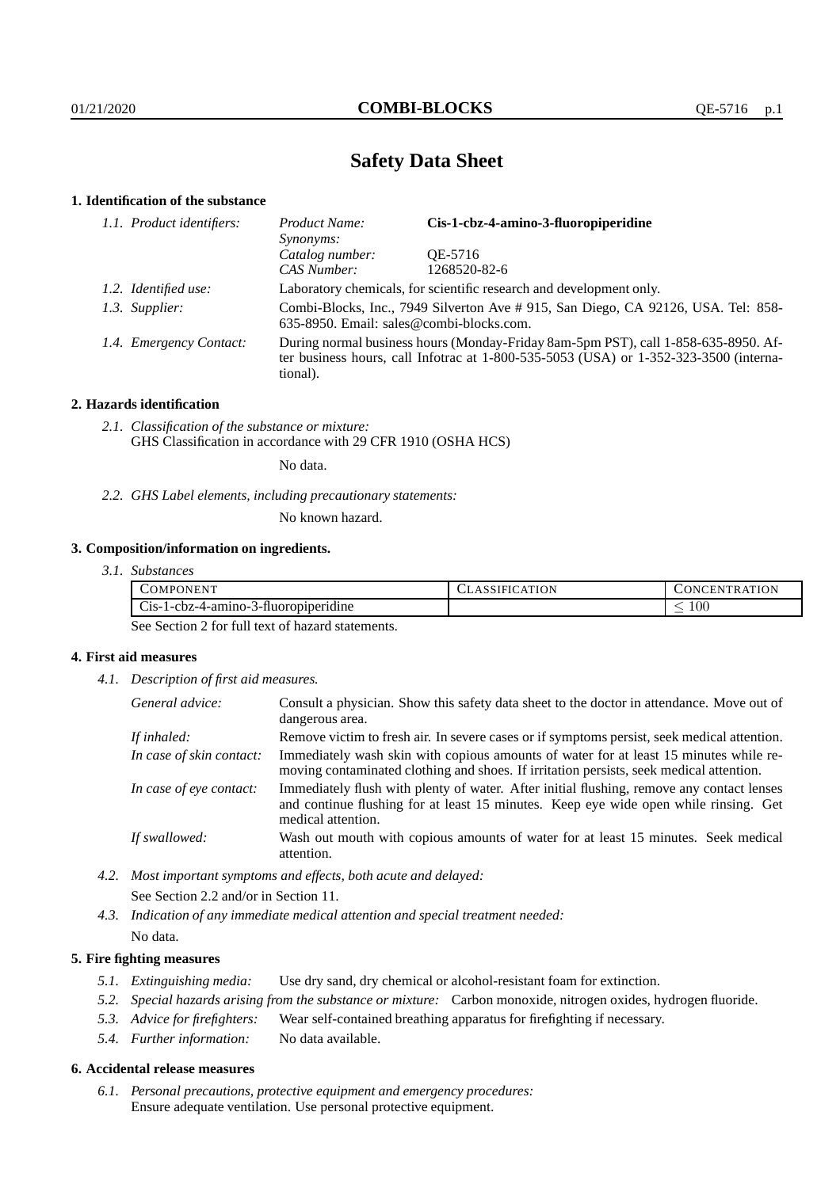# Safety Data Sheet

## 1. Identification of the substance

*1.1. Product identifiers:*

| | |
|---|---|
| *Product Name:* | **Cis-1-cbz-4-amino-3-fluoropiperidine** |
| *Synonyms:* | |
| *Catalog number:* | QE-5716 |
| *CAS Number:* | 1268520-82-6 |

*1.2. Identified use:* Laboratory chemicals, for scientific research and development only.

*1.3. Supplier:* Combi-Blocks, Inc., 7949 Silverton Ave # 915, San Diego, CA 92126, USA. Tel: 858-635-8950. Email: sales@combi-blocks.com.

*1.4. Emergency Contact:* During normal business hours (Monday-Friday 8am-5pm PST), call 1-858-635-8950. After business hours, call Infotrac at 1-800-535-5053 (USA) or 1-352-323-3500 (international).

## 2. Hazards identification

*2.1. Classification of the substance or mixture:*
GHS Classification in accordance with 29 CFR 1910 (OSHA HCS)

No data.

*2.2. GHS Label elements, including precautionary statements:*

No known hazard.

## 3. Composition/information on ingredients.

*3.1. Substances*

| COMPONENT | CLASSIFICATION | CONCENTRATION |
|---|---|---|
| Cis-1-cbz-4-amino-3-fluoropiperidine | | $\leq 100$ |

See Section 2 for full text of hazard statements.

## 4. First aid measures

*4.1. Description of first aid measures.*

*General advice:* Consult a physician. Show this safety data sheet to the doctor in attendance. Move out of dangerous area.

*If inhaled:* Remove victim to fresh air. In severe cases or if symptoms persist, seek medical attention.

*In case of skin contact:* Immediately wash skin with copious amounts of water for at least 15 minutes while removing contaminated clothing and shoes. If irritation persists, seek medical attention.

*In case of eye contact:* Immediately flush with plenty of water. After initial flushing, remove any contact lenses and continue flushing for at least 15 minutes. Keep eye wide open while rinsing. Get medical attention.

*If swallowed:* Wash out mouth with copious amounts of water for at least 15 minutes. Seek medical attention.

*4.2. Most important symptoms and effects, both acute and delayed:*
See Section 2.2 and/or in Section 11.

*4.3. Indication of any immediate medical attention and special treatment needed:*
No data.

## 5. Fire fighting measures

*5.1. Extinguishing media:* Use dry sand, dry chemical or alcohol-resistant foam for extinction.

*5.2. Special hazards arising from the substance or mixture:* Carbon monoxide, nitrogen oxides, hydrogen fluoride.

*5.3. Advice for firefighters:* Wear self-contained breathing apparatus for firefighting if necessary.

*5.4. Further information:* No data available.

## 6. Accidental release measures

*6.1. Personal precautions, protective equipment and emergency procedures:*
Ensure adequate ventilation. Use personal protective equipment.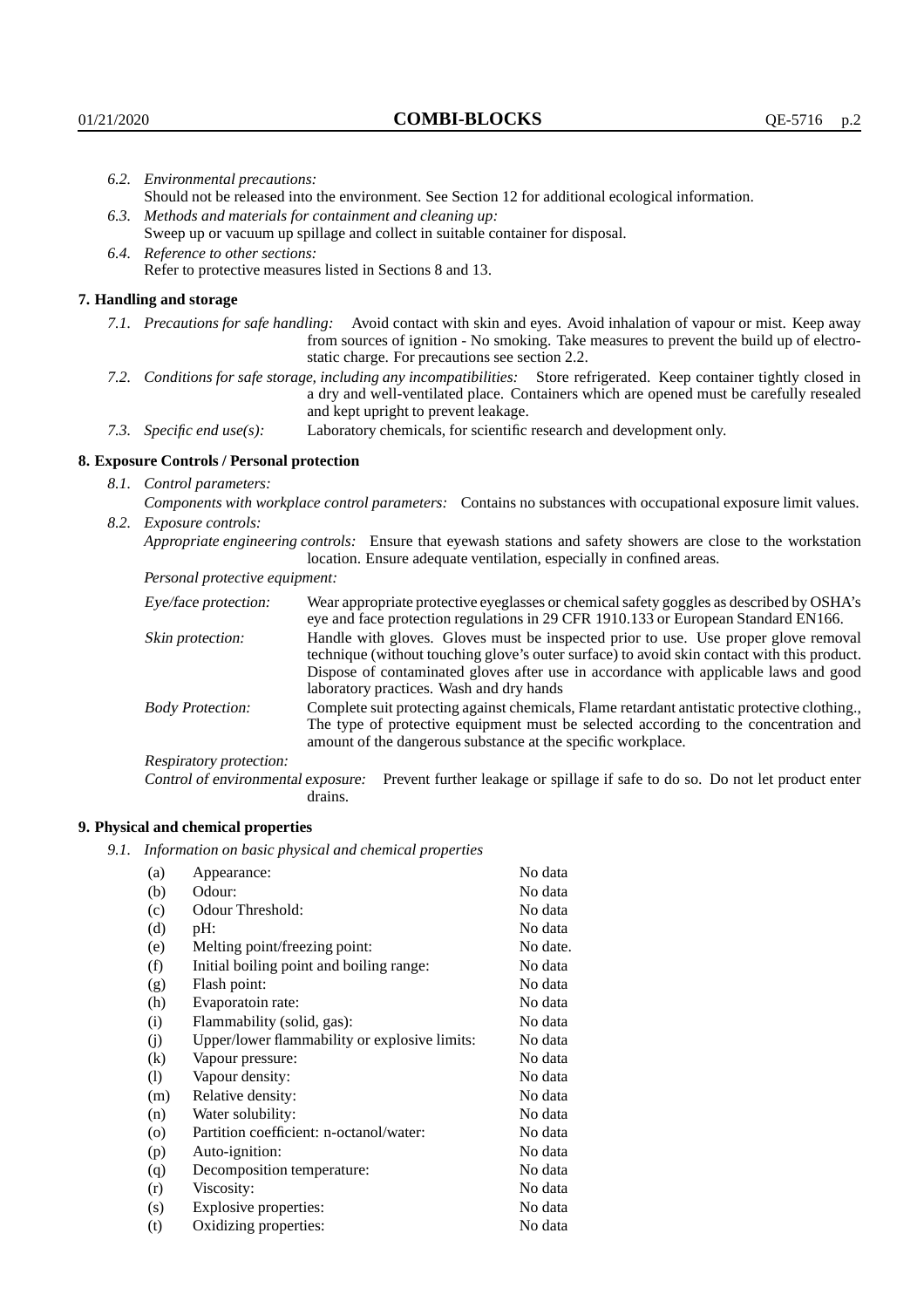*6.2. Environmental precautions:*
Should not be released into the environment. See Section 12 for additional ecological information.

*6.3. Methods and materials for containment and cleaning up:*
Sweep up or vacuum up spillage and collect in suitable container for disposal.

*6.4. Reference to other sections:*
Refer to protective measures listed in Sections 8 and 13.

## 7. Handling and storage

*7.1. Precautions for safe handling:* Avoid contact with skin and eyes. Avoid inhalation of vapour or mist. Keep away from sources of ignition - No smoking. Take measures to prevent the build up of electrostatic charge. For precautions see section 2.2.

*7.2. Conditions for safe storage, including any incompatibilities:* Store refrigerated. Keep container tightly closed in a dry and well-ventilated place. Containers which are opened must be carefully resealed and kept upright to prevent leakage.

*7.3. Specific end use(s):* Laboratory chemicals, for scientific research and development only.

## 8. Exposure Controls / Personal protection

*8.1. Control parameters:*
*Components with workplace control parameters:* Contains no substances with occupational exposure limit values.

*8.2. Exposure controls:*
*Appropriate engineering controls:* Ensure that eyewash stations and safety showers are close to the workstation location. Ensure adequate ventilation, especially in confined areas.

*Personal protective equipment:*

*Eye/face protection:* Wear appropriate protective eyeglasses or chemical safety goggles as described by OSHA's eye and face protection regulations in 29 CFR 1910.133 or European Standard EN166.

*Skin protection:* Handle with gloves. Gloves must be inspected prior to use. Use proper glove removal technique (without touching glove's outer surface) to avoid skin contact with this product. Dispose of contaminated gloves after use in accordance with applicable laws and good laboratory practices. Wash and dry hands

*Body Protection:* Complete suit protecting against chemicals, Flame retardant antistatic protective clothing., The type of protective equipment must be selected according to the concentration and amount of the dangerous substance at the specific workplace.

*Respiratory protection:*

*Control of environmental exposure:* Prevent further leakage or spillage if safe to do so. Do not let product enter drains.

## 9. Physical and chemical properties

*9.1. Information on basic physical and chemical properties*

| | | |
|---|---|---|
| (a) | Appearance: | No data |
| (b) | Odour: | No data |
| (c) | Odour Threshold: | No data |
| (d) | pH: | No data |
| (e) | Melting point/freezing point: | No date. |
| (f) | Initial boiling point and boiling range: | No data |
| (g) | Flash point: | No data |
| (h) | Evaporatoin rate: | No data |
| (i) | Flammability (solid, gas): | No data |
| (j) | Upper/lower flammability or explosive limits: | No data |
| (k) | Vapour pressure: | No data |
| (l) | Vapour density: | No data |
| (m) | Relative density: | No data |
| (n) | Water solubility: | No data |
| (o) | Partition coefficient: n-octanol/water: | No data |
| (p) | Auto-ignition: | No data |
| (q) | Decomposition temperature: | No data |
| (r) | Viscosity: | No data |
| (s) | Explosive properties: | No data |
| (t) | Oxidizing properties: | No data |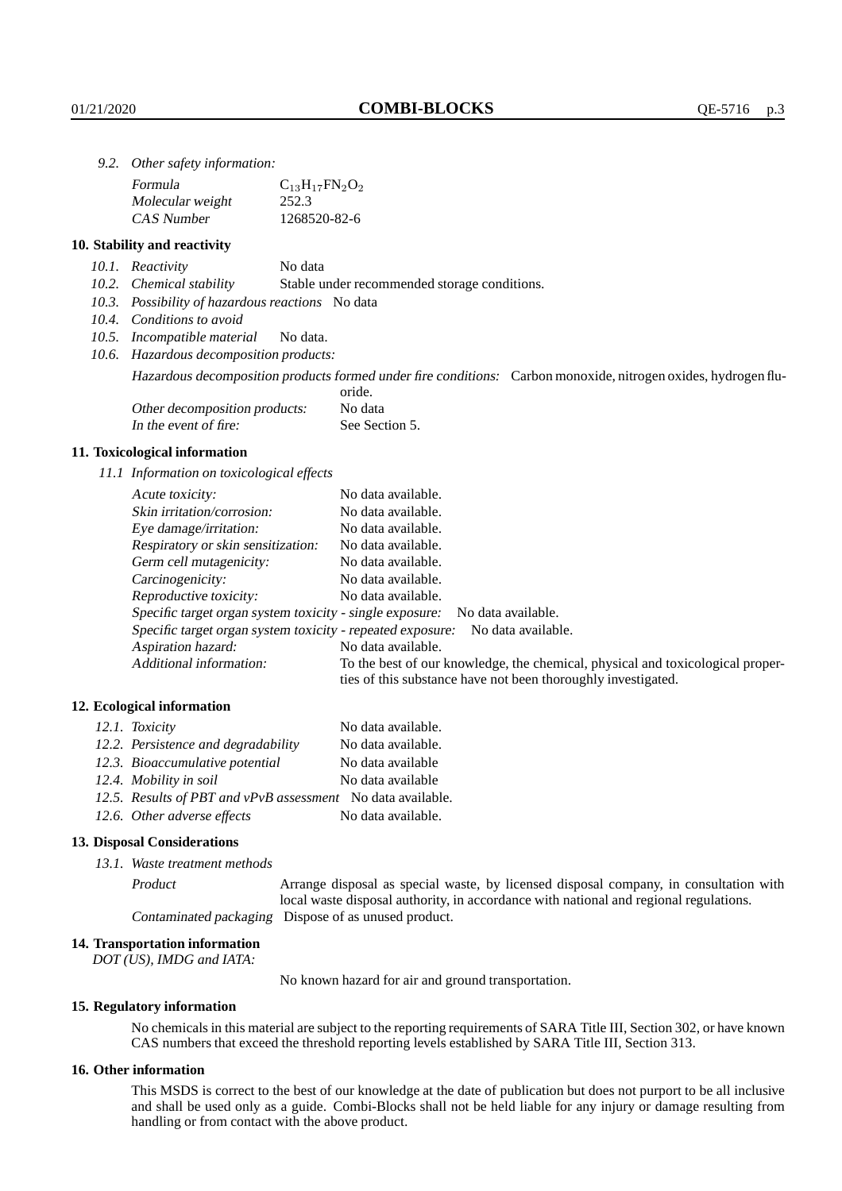*9.2. Other safety information:*

| | |
|---|---|
| *Formula* | $C_{13}H_{17}FN_2O_2$ |
| *Molecular weight* | 252.3 |
| *CAS Number* | 1268520-82-6 |

## 10. Stability and reactivity

*10.1. Reactivity* No data

*10.2. Chemical stability* Stable under recommended storage conditions.

*10.3. Possibility of hazardous reactions* No data

*10.4. Conditions to avoid*

*10.5. Incompatible material* No data.

*10.6. Hazardous decomposition products:*

*Hazardous decomposition products formed under fire conditions:* Carbon monoxide, nitrogen oxides, hydrogen fluoride.

| | |
|---|---|
| *Other decomposition products:* | No data |
| *In the event of fire:* | See Section 5. |

## 11. Toxicological information

*11.1 Information on toxicological effects*

| | |
|---|---|
| *Acute toxicity:* | No data available. |
| *Skin irritation/corrosion:* | No data available. |
| *Eye damage/irritation:* | No data available. |
| *Respiratory or skin sensitization:* | No data available. |
| *Germ cell mutagenicity:* | No data available. |
| *Carcinogenicity:* | No data available. |
| *Reproductive toxicity:* | No data available. |
| *Specific target organ system toxicity - single exposure:* | No data available. |
| *Specific target organ system toxicity - repeated exposure:* | No data available. |
| *Aspiration hazard:* | No data available. |
| *Additional information:* | To the best of our knowledge, the chemical, physical and toxicological properties of this substance have not been thoroughly investigated. |

## 12. Ecological information

| | |
|---|---|
| *12.1. Toxicity* | No data available. |
| *12.2. Persistence and degradability* | No data available. |
| *12.3. Bioaccumulative potential* | No data available |
| *12.4. Mobility in soil* | No data available |
| *12.5. Results of PBT and vPvB assessment* | No data available. |
| *12.6. Other adverse effects* | No data available. |

## 13. Disposal Considerations

*13.1. Waste treatment methods*

| | |
|---|---|
| *Product* | Arrange disposal as special waste, by licensed disposal company, in consultation with local waste disposal authority, in accordance with national and regional regulations. |
| *Contaminated packaging* | Dispose of as unused product. |

## 14. Transportation information

*DOT (US), IMDG and IATA:*

No known hazard for air and ground transportation.

## 15. Regulatory information

No chemicals in this material are subject to the reporting requirements of SARA Title III, Section 302, or have known CAS numbers that exceed the threshold reporting levels established by SARA Title III, Section 313.

## 16. Other information

This MSDS is correct to the best of our knowledge at the date of publication but does not purport to be all inclusive and shall be used only as a guide. Combi-Blocks shall not be held liable for any injury or damage resulting from handling or from contact with the above product.